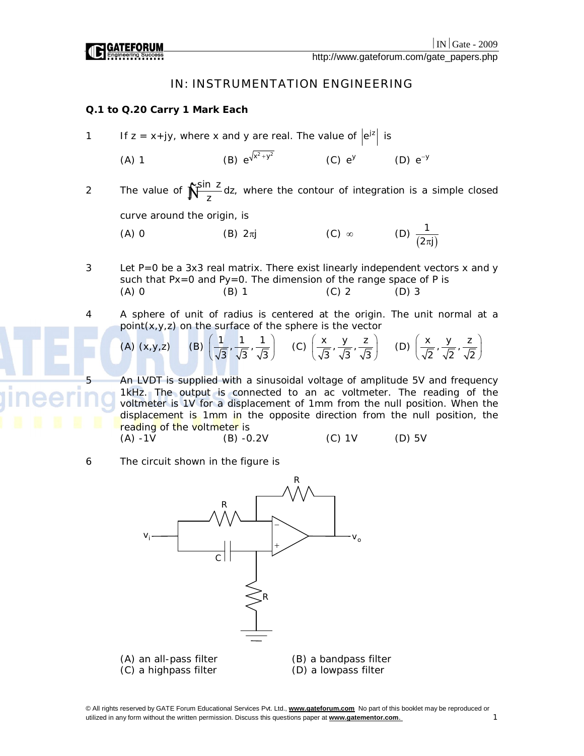# IN: INSTRUMENTATION ENGINEERING

**Q.1 to Q.20 Carry 1 Mark Each**

1. If z = x+jy, where x and y are real. The value of $\left|e^{jz}\right|$ is

   (A) 1 (B) $e^{\sqrt{x^2+y^2}}$ (C) $e^{y}$ (D) $e^{-y}$

2. The value of $\oint \frac{\sin z}{z} dz$, where the contour of integration is a simple closed curve around the origin, is

   (A) 0 (B) $2\pi j$ (C) $\infty$ (D) $\frac{1}{(2\pi j)}$

3. Let P≠0 be a 3x3 real matrix. There exist linearly independent vectors x and y such that Px=0 and Py=0. The dimension of the range space of P is

   (A) 0 (B) 1 (C) 2 (D) 3

4. A sphere of unit of radius is centered at the origin. The unit normal at a point(x,y,z) on the surface of the sphere is the vector

   (A) (x,y,z) (B) $\left(\frac{1}{\sqrt{3}}, \frac{1}{\sqrt{3}}, \frac{1}{\sqrt{3}}\right)$ (C) $\left(\frac{x}{\sqrt{3}}, \frac{y}{\sqrt{3}}, \frac{z}{\sqrt{3}}\right)$ (D) $\left(\frac{x}{\sqrt{2}}, \frac{y}{\sqrt{2}}, \frac{z}{\sqrt{2}}\right)$

5. An LVDT is supplied with a sinusoidal voltage of amplitude 5V and frequency 1kHz. The output is connected to an ac voltmeter. The reading of the voltmeter is 1V for a displacement of 1mm from the null position. When the displacement is 1mm in the opposite direction from the null position, the reading of the voltmeter is

   (A) -1V (B) -0.2V (C) 1V (D) 5V

6. The circuit shown in the figure is

   (A) an all-pass filter (B) a bandpass filter
   (C) a highpass filter (D) a lowpass filter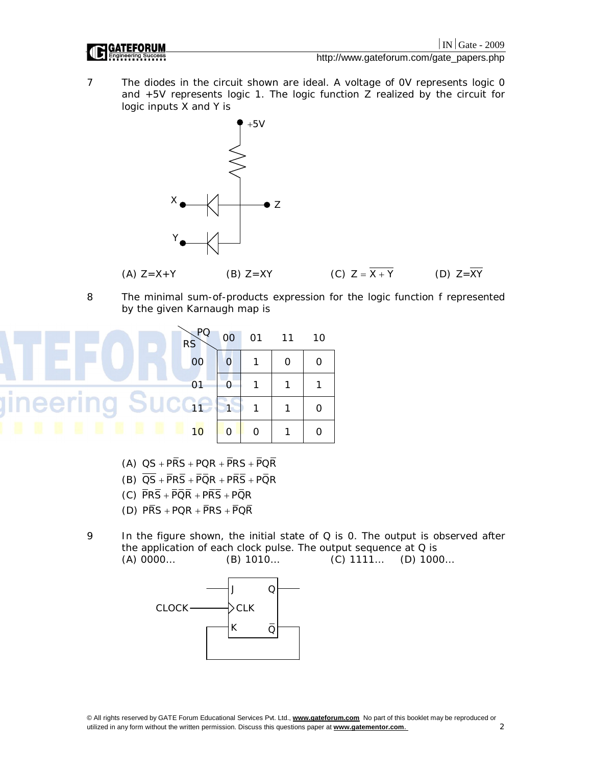7 The diodes in the circuit shown are ideal. A voltage of 0V represents logic 0 and +5V represents logic 1. The logic function Z realized by the circuit for logic inputs X and Y is

(A) Z=X+Y (B) Z=XY (C) $Z = \overline{X+Y}$ (D) $Z=\overline{XY}$

8 The minimal sum-of-products expression for the logic function f represented by the given Karnaugh map is

| RS \ PQ | 00 | 01 | 11 | 10 |
|---|---|---|---|---|
| 00 | 0 | 1 | 0 | 0 |
| 01 | 0 | 1 | 1 | 1 |
| 11 | 1 | 1 | 1 | 0 |
| 10 | 0 | 0 | 1 | 0 |

(A) $QS + P\bar{R}S + PQR + \bar{P}RS + \bar{P}Q\bar{R}$

(B) $\overline{QS} + \bar{P}R\bar{S} + \bar{P}\bar{Q}R + P\bar{R}\bar{S} + P\bar{Q}R$

(C) $\bar{P}R\bar{S} + \bar{P}\bar{Q}\bar{R} + P\bar{R}\bar{S} + P\bar{Q}R$

(D) $P\bar{R}S + PQR + \bar{P}RS + \bar{P}Q\bar{R}$

9 In the figure shown, the initial state of Q is 0. The output is observed after the application of each clock pulse. The output sequence at Q is

(A) 0000… (B) 1010… (C) 1111… (D) 1000…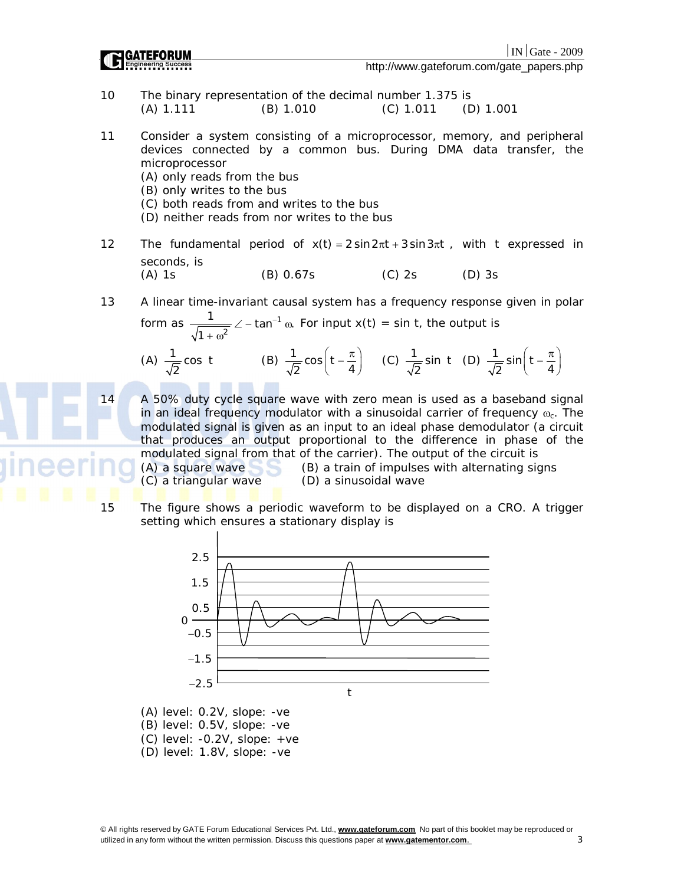10 The binary representation of the decimal number 1.375 is

(A) 1.111 (B) 1.010 (C) 1.011 (D) 1.001

11 Consider a system consisting of a microprocessor, memory, and peripheral devices connected by a common bus. During DMA data transfer, the microprocessor

(A) only reads from the bus
(B) only writes to the bus
(C) both reads from and writes to the bus
(D) neither reads from nor writes to the bus

12 The fundamental period of $x(t) = 2\sin 2\pi t + 3\sin 3\pi t$, with t expressed in seconds, is

(A) 1s (B) 0.67s (C) 2s (D) 3s

13 A linear time-invariant causal system has a frequency response given in polar form as $\frac{1}{\sqrt{1+\omega^2}} \angle -\tan^{-1}\omega$. For input x(t) = sin t, the output is

(A) $\frac{1}{\sqrt{2}}\cos t$ (B) $\frac{1}{\sqrt{2}}\cos\left(t - \frac{\pi}{4}\right)$ (C) $\frac{1}{\sqrt{2}}\sin t$ (D) $\frac{1}{\sqrt{2}}\sin\left(t - \frac{\pi}{4}\right)$

14 A 50% duty cycle square wave with zero mean is used as a baseband signal in an ideal frequency modulator with a sinusoidal carrier of frequency $\omega_c$. The modulated signal is given as an input to an ideal phase demodulator (a circuit that produces an output proportional to the difference in phase of the modulated signal from that of the carrier). The output of the circuit is

(A) a square wave (B) a train of impulses with alternating signs
(C) a triangular wave (D) a sinusoidal wave

15 The figure shows a periodic waveform to be displayed on a CRO. A trigger setting which ensures a stationary display is

(A) level: 0.2V, slope: -ve
(B) level: 0.5V, slope: -ve
(C) level: -0.2V, slope: +ve
(D) level: 1.8V, slope: -ve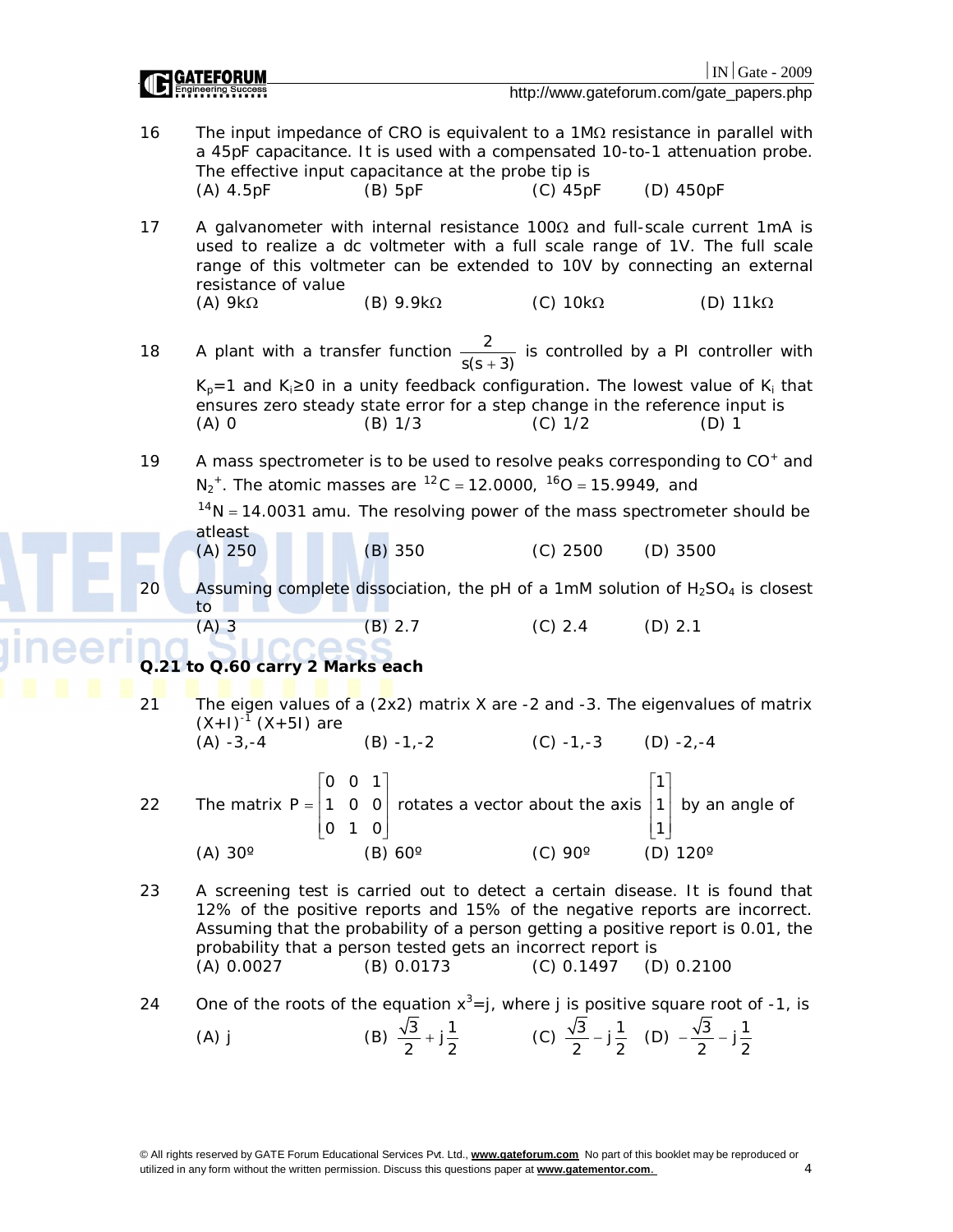16 The input impedance of CRO is equivalent to a $1M\Omega$ resistance in parallel with a 45pF capacitance. It is used with a compensated 10-to-1 attenuation probe. The effective input capacitance at the probe tip is

(A) 4.5pF (B) 5pF (C) 45pF (D) 450pF

17 A galvanometer with internal resistance $100\Omega$ and full-scale current 1mA is used to realize a dc voltmeter with a full scale range of 1V. The full scale range of this voltmeter can be extended to 10V by connecting an external resistance of value

(A) $9k\Omega$ (B) $9.9k\Omega$ (C) $10k\Omega$ (D) $11k\Omega$

18 A plant with a transfer function $\frac{2}{s(s+3)}$ is controlled by a PI controller with $K_p=1$ and $K_i \geq 0$ in a unity feedback configuration. The lowest value of $K_i$ that ensures zero steady state error for a step change in the reference input is

(A) 0 (B) 1/3 (C) 1/2 (D) 1

19 A mass spectrometer is to be used to resolve peaks corresponding to $CO^+$ and $N_2^+$. The atomic masses are $^{12}C = 12.0000$, $^{16}O = 15.9949$, and $^{14}N = 14.0031$ amu. The resolving power of the mass spectrometer should be atleast

(A) 250 (B) 350 (C) 2500 (D) 3500

20 Assuming complete dissociation, the pH of a 1mM solution of $H_2SO_4$ is closest to

(A) 3 (B) 2.7 (C) 2.4 (D) 2.1

**Q.21 to Q.60 carry 2 Marks each**

21 The eigen values of a (2x2) matrix X are -2 and -3. The eigenvalues of matrix $(X+I)^{-1}(X+5I)$ are

(A) -3,-4 (B) -1,-2 (C) -1,-3 (D) -2,-4

22 The matrix $P = \begin{bmatrix} 0 & 0 & 1 \\ 1 & 0 & 0 \\ 0 & 1 & 0 \end{bmatrix}$ rotates a vector about the axis $\begin{bmatrix} 1 \\ 1 \\ 1 \end{bmatrix}$ by an angle of

(A) 30º (B) 60º (C) 90º (D) 120º

23 A screening test is carried out to detect a certain disease. It is found that 12% of the positive reports and 15% of the negative reports are incorrect. Assuming that the probability of a person getting a positive report is 0.01, the probability that a person tested gets an incorrect report is

(A) 0.0027 (B) 0.0173 (C) 0.1497 (D) 0.2100

24 One of the roots of the equation $x^3=j$, where j is positive square root of -1, is

(A) j (B) $\frac{\sqrt{3}}{2}+j\frac{1}{2}$ (C) $\frac{\sqrt{3}}{2}-j\frac{1}{2}$ (D) $-\frac{\sqrt{3}}{2}-j\frac{1}{2}$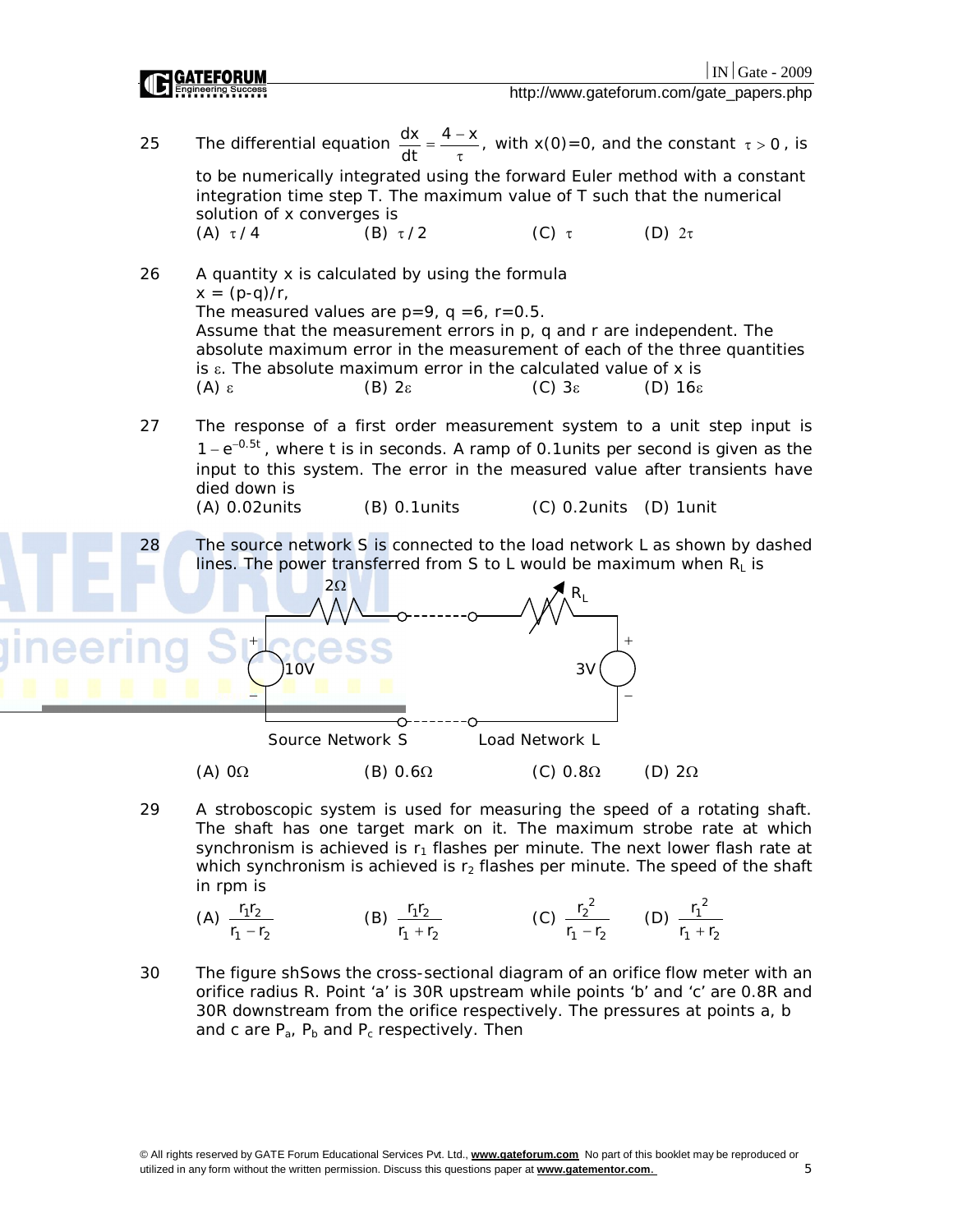25 The differential equation $\frac{dx}{dt} = \frac{4-x}{\tau}$, with x(0)=0, and the constant $\tau > 0$, is to be numerically integrated using the forward Euler method with a constant integration time step T. The maximum value of T such that the numerical solution of x converges is

(A) $\tau/4$ (B) $\tau/2$ (C) $\tau$ (D) $2\tau$

26 A quantity x is calculated by using the formula
x = (p-q)/r,
The measured values are p=9, q =6, r=0.5.
Assume that the measurement errors in p, q and r are independent. The absolute maximum error in the measurement of each of the three quantities is $\varepsilon$. The absolute maximum error in the calculated value of x is

(A) $\varepsilon$ (B) $2\varepsilon$ (C) $3\varepsilon$ (D) $16\varepsilon$

27 The response of a first order measurement system to a unit step input is $1 - e^{-0.5t}$, where t is in seconds. A ramp of 0.1units per second is given as the input to this system. The error in the measured value after transients have died down is

(A) 0.02units (B) 0.1units (C) 0.2units (D) 1unit

28 The source network S is connected to the load network L as shown by dashed lines. The power transferred from S to L would be maximum when $R_L$ is

2Ω, $R_L$, 10V, 3V

Source Network S Load Network L

(A) 0Ω (B) 0.6Ω (C) 0.8Ω (D) 2Ω

29 A stroboscopic system is used for measuring the speed of a rotating shaft. The shaft has one target mark on it. The maximum strobe rate at which synchronism is achieved is $r_1$ flashes per minute. The next lower flash rate at which synchronism is achieved is $r_2$ flashes per minute. The speed of the shaft in rpm is

(A) $\frac{r_1 r_2}{r_1 - r_2}$ (B) $\frac{r_1 r_2}{r_1 + r_2}$ (C) $\frac{r_2^2}{r_1 - r_2}$ (D) $\frac{r_1^2}{r_1 + r_2}$

30 The figure shSows the cross-sectional diagram of an orifice flow meter with an orifice radius R. Point 'a' is 30R upstream while points 'b' and 'c' are 0.8R and 30R downstream from the orifice respectively. The pressures at points a, b and c are $P_a$, $P_b$ and $P_c$ respectively. Then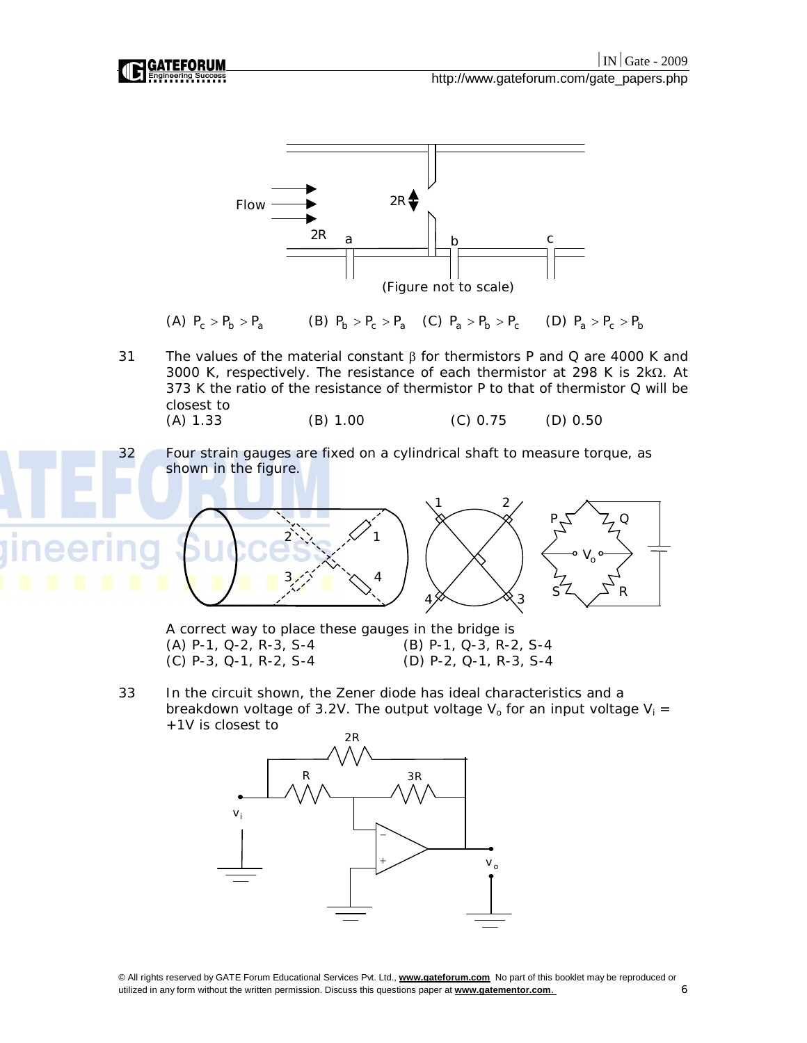Flow

2R

2R

a

b

c

(Figure not to scale)

(A) $P_c > P_b > P_a$  (B) $P_b > P_c > P_a$  (C) $P_a > P_b > P_c$  (D) $P_a > P_c > P_b$

31 The values of the material constant $\beta$ for thermistors P and Q are 4000 K and 3000 K, respectively. The resistance of each thermistor at 298 K is 2k$\Omega$. At 373 K the ratio of the resistance of thermistor P to that of thermistor Q will be closest to

(A) 1.33  (B) 1.00  (C) 0.75  (D) 0.50

32 Four strain gauges are fixed on a cylindrical shaft to measure torque, as shown in the figure.

A correct way to place these gauges in the bridge is

(A) P-1, Q-2, R-3, S-4  (B) P-1, Q-3, R-2, S-4

(C) P-3, Q-1, R-2, S-4  (D) P-2, Q-1, R-3, S-4

33 In the circuit shown, the Zener diode has ideal characteristics and a breakdown voltage of 3.2V. The output voltage $V_o$ for an input voltage $V_i$ = +1V is closest to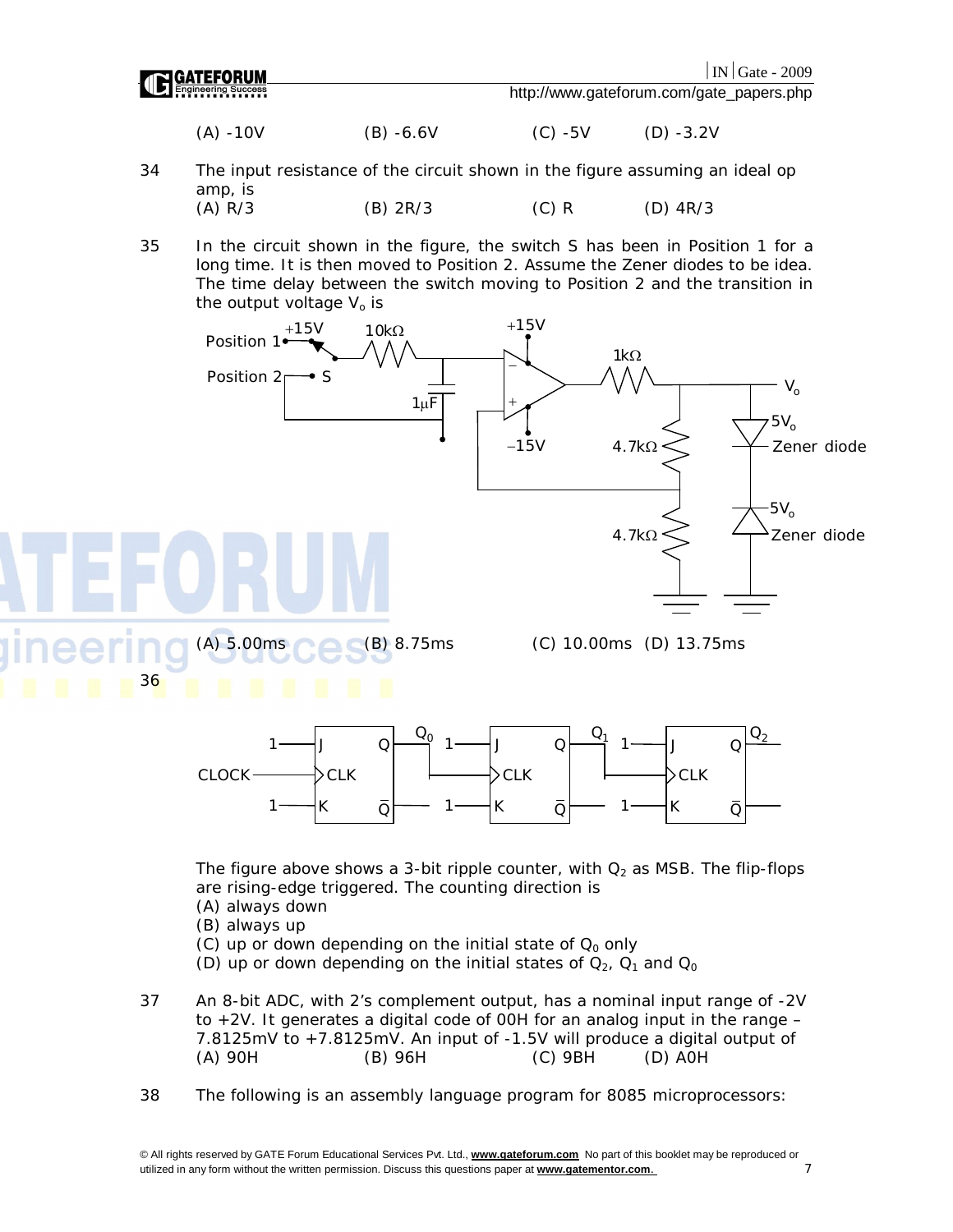(A) -10V (B) -6.6V (C) -5V (D) -3.2V

34 The input resistance of the circuit shown in the figure assuming an ideal op amp, is

(A) R/3 (B) 2R/3 (C) R (D) 4R/3

35 In the circuit shown in the figure, the switch S has been in Position 1 for a long time. It is then moved to Position 2. Assume the Zener diodes to be idea. The time delay between the switch moving to Position 2 and the transition in the output voltage $V_o$ is

(A) 5.00ms (B) 8.75ms (C) 10.00ms (D) 13.75ms

36

The figure above shows a 3-bit ripple counter, with $Q_2$ as MSB. The flip-flops are rising-edge triggered. The counting direction is

(A) always down
(B) always up
(C) up or down depending on the initial state of $Q_0$ only
(D) up or down depending on the initial states of $Q_2$, $Q_1$ and $Q_0$

37 An 8-bit ADC, with 2's complement output, has a nominal input range of -2V to +2V. It generates a digital code of 00H for an analog input in the range –7.8125mV to +7.8125mV. An input of -1.5V will produce a digital output of

(A) 90H (B) 96H (C) 9BH (D) A0H

38 The following is an assembly language program for 8085 microprocessors: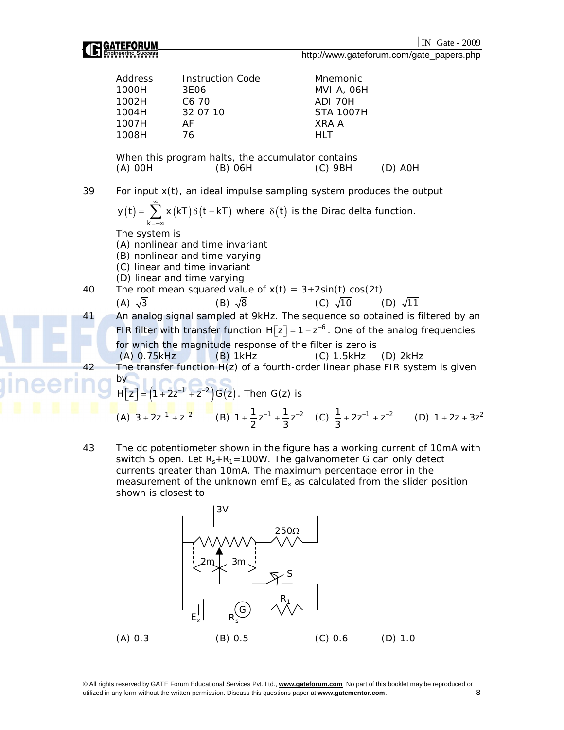| Address | Instruction Code | Mnemonic |
|---|---|---|
| 1000H | 3E06 | MVI A, 06H |
| 1002H | C6 70 | ADI 70H |
| 1004H | 32 07 10 | STA 1007H |
| 1007H | AF | XRA A |
| 1008H | 76 | HLT |

When this program halts, the accumulator contains

(A) 00H (B) 06H (C) 9BH (D) A0H

39 For input x(t), an ideal impulse sampling system produces the output

$y(t) = \sum_{k=-\infty}^{\infty} x(kT)\delta(t-kT)$ where $\delta(t)$ is the Dirac delta function.

The system is

(A) nonlinear and time invariant

(B) nonlinear and time varying

(C) linear and time invariant

(D) linear and time varying

40 The root mean squared value of $x(t) = 3+2\sin(t)\cos(2t)$

(A) $\sqrt{3}$ (B) $\sqrt{8}$ (C) $\sqrt{10}$ (D) $\sqrt{11}$

41 An analog signal sampled at 9kHz. The sequence so obtained is filtered by an FIR filter with transfer function $H[z] = 1 - z^{-6}$. One of the analog frequencies for which the magnitude response of the filter is zero is

(A) 0.75kHz (B) 1kHz (C) 1.5kHz (D) 2kHz

42 The transfer function H(z) of a fourth-order linear phase FIR system is given by

$H[z] = (1 + 2z^{-1} + z^{-2})G(z)$. Then G(z) is

(A) $3 + 2z^{-1} + z^{-2}$ (B) $1 + \frac{1}{2}z^{-1} + \frac{1}{3}z^{-2}$ (C) $\frac{1}{3} + 2z^{-1} + z^{-2}$ (D) $1 + 2z + 3z^{2}$

43 The dc potentiometer shown in the figure has a working current of 10mA with switch S open. Let $R_s+R_1$=100W. The galvanometer G can only detect currents greater than 10mA. The maximum percentage error in the measurement of the unknown emf $E_x$ as calculated from the slider position shown is closest to

(A) 0.3 (B) 0.5 (C) 0.6 (D) 1.0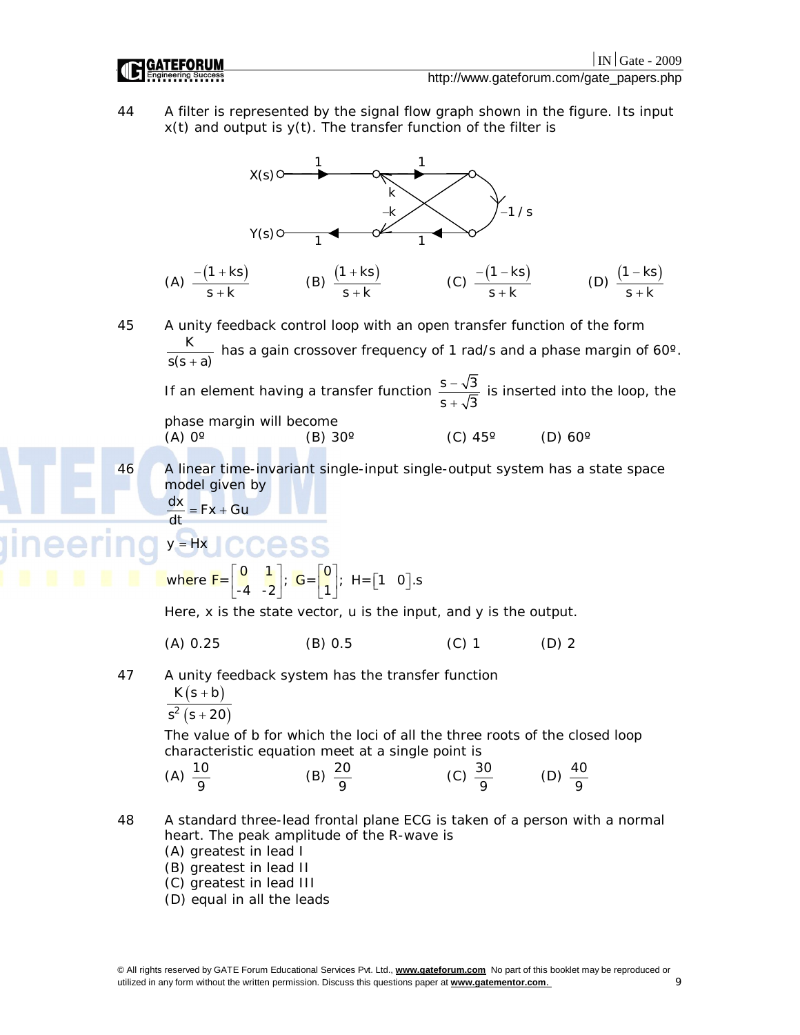44 A filter is represented by the signal flow graph shown in the figure. Its input x(t) and output is y(t). The transfer function of the filter is

(A) $\frac{-(1+ks)}{s+k}$ (B) $\frac{(1+ks)}{s+k}$ (C) $\frac{-(1-ks)}{s+k}$ (D) $\frac{(1-ks)}{s+k}$

45 A unity feedback control loop with an open transfer function of the form $\frac{K}{s(s+a)}$ has a gain crossover frequency of 1 rad/s and a phase margin of 60º. If an element having a transfer function $\frac{s-\sqrt{3}}{s+\sqrt{3}}$ is inserted into the loop, the phase margin will become

(A) 0º (B) 30º (C) 45º (D) 60º

46 A linear time-invariant single-input single-output system has a state space model given by

$$\frac{dx}{dt} = Fx + Gu$$

$$y = Hx$$

where $F=\begin{bmatrix} 0 & 1 \\ -4 & -2 \end{bmatrix}$; $G=\begin{bmatrix} 0 \\ 1 \end{bmatrix}$; $H=\begin{bmatrix} 1 & 0 \end{bmatrix}$.s

Here, x is the state vector, u is the input, and y is the output.

(A) 0.25 (B) 0.5 (C) 1 (D) 2

47 A unity feedback system has the transfer function

$$\frac{K(s+b)}{s^2(s+20)}$$

The value of b for which the loci of all the three roots of the closed loop characteristic equation meet at a single point is

(A) $\frac{10}{9}$ (B) $\frac{20}{9}$ (C) $\frac{30}{9}$ (D) $\frac{40}{9}$

48 A standard three-lead frontal plane ECG is taken of a person with a normal heart. The peak amplitude of the R-wave is

(A) greatest in lead I
(B) greatest in lead II
(C) greatest in lead III
(D) equal in all the leads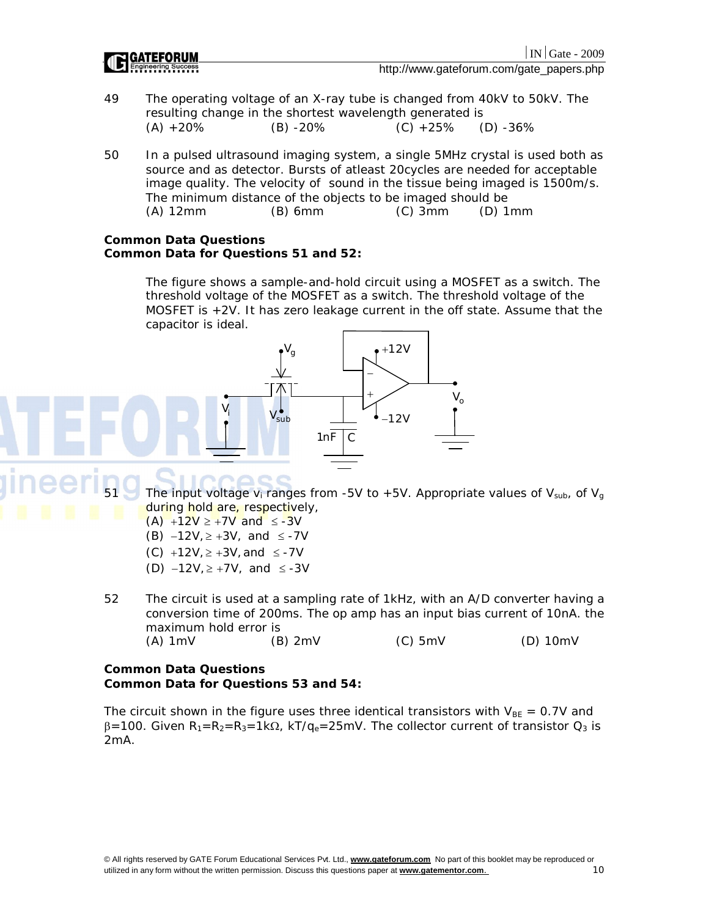49 The operating voltage of an X-ray tube is changed from 40kV to 50kV. The resulting change in the shortest wavelength generated is

(A) +20% (B) -20% (C) +25% (D) -36%

50 In a pulsed ultrasound imaging system, a single 5MHz crystal is used both as source and as detector. Bursts of atleast 20cycles are needed for acceptable image quality. The velocity of sound in the tissue being imaged is 1500m/s. The minimum distance of the objects to be imaged should be

(A) 12mm (B) 6mm (C) 3mm (D) 1mm

**Common Data Questions**
**Common Data for Questions 51 and 52:**

The figure shows a sample-and-hold circuit using a MOSFET as a switch. The threshold voltage of the MOSFET as a switch. The threshold voltage of the MOSFET is +2V. It has zero leakage current in the off state. Assume that the capacitor is ideal.

51 The input voltage $v_i$ ranges from -5V to +5V. Appropriate values of $V_{sub}$, of $V_g$ during hold are, respectively,

(A) $+12V \geq +7V$ and $\leq -3V$

(B) $-12V, \geq +3V$, and $\leq -7V$

(C) $+12V, \geq +3V$, and $\leq -7V$

(D) $-12V, \geq +7V$, and $\leq -3V$

52 The circuit is used at a sampling rate of 1kHz, with an A/D converter having a conversion time of 200ms. The op amp has an input bias current of 10nA. the maximum hold error is

(A) 1mV (B) 2mV (C) 5mV (D) 10mV

**Common Data Questions**
**Common Data for Questions 53 and 54:**

The circuit shown in the figure uses three identical transistors with $V_{BE} = 0.7V$ and $\beta=100$. Given $R_1=R_2=R_3=1k\Omega$, $kT/q_e=25mV$. The collector current of transistor $Q_3$ is 2mA.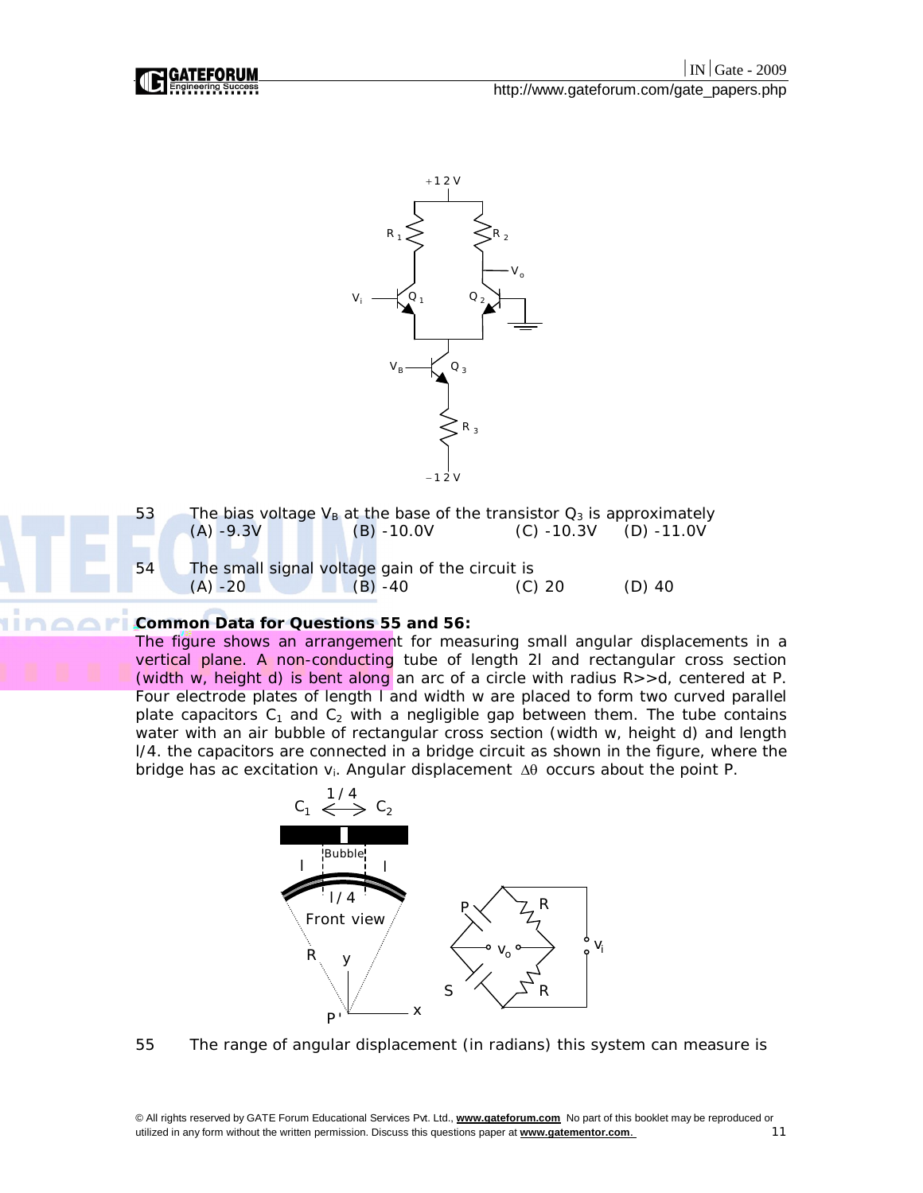53 The bias voltage $V_B$ at the base of the transistor $Q_3$ is approximately

(A) -9.3V (B) -10.0V (C) -10.3V (D) -11.0V

54 The small signal voltage gain of the circuit is

(A) -20 (B) -40 (C) 20 (D) 40

**Common Data for Questions 55 and 56:**

The figure shows an arrangement for measuring small angular displacements in a vertical plane. A non-conducting tube of length 2l and rectangular cross section (width w, height d) is bent along an arc of a circle with radius R>>d, centered at P. Four electrode plates of length l and width w are placed to form two curved parallel plate capacitors $C_1$ and $C_2$ with a negligible gap between them. The tube contains water with an air bubble of rectangular cross section (width w, height d) and length l/4. the capacitors are connected in a bridge circuit as shown in the figure, where the bridge has ac excitation $v_i$. Angular displacement $\Delta\theta$ occurs about the point P.

55 The range of angular displacement (in radians) this system can measure is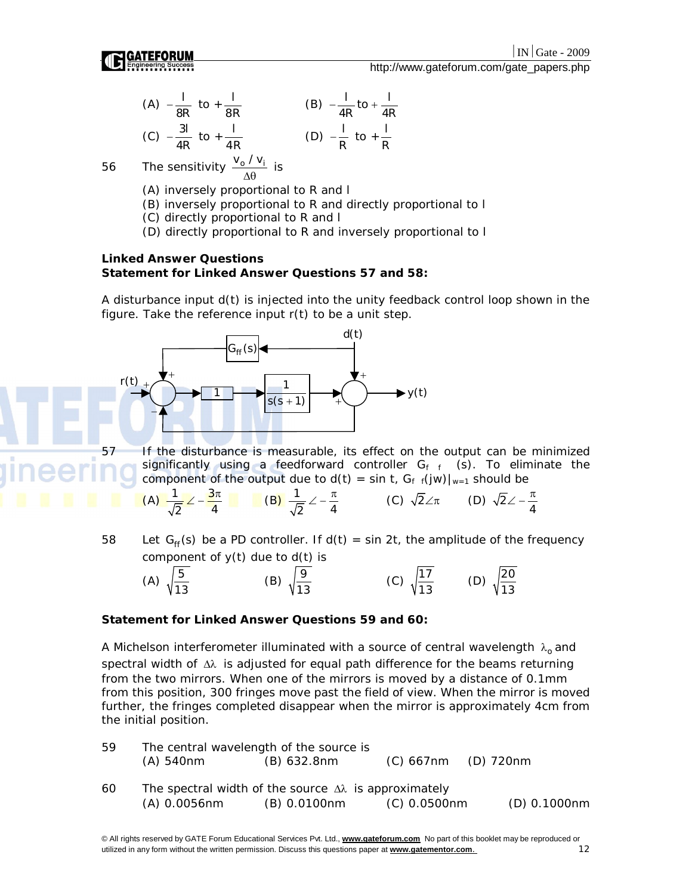(A) $-\frac{l}{8R}$ to $+\frac{l}{8R}$  (B) $-\frac{l}{4R}$ to $+\frac{l}{4R}$

(C) $-\frac{3l}{4R}$ to $+\frac{l}{4R}$  (D) $-\frac{l}{R}$ to $+\frac{l}{R}$

56 The sensitivity $\frac{v_o / v_i}{\Delta\theta}$ is

(A) inversely proportional to R and l

(B) inversely proportional to R and directly proportional to l

(C) directly proportional to R and l

(D) directly proportional to R and inversely proportional to l

**Linked Answer Questions**

**Statement for Linked Answer Questions 57 and 58:**

A disturbance input d(t) is injected into the unity feedback control loop shown in the figure. Take the reference input r(t) to be a unit step.

d(t)

$G_{ff}(s)$

r(t)

1

$\frac{1}{s(s+1)}$

y(t)

57 If the disturbance is measurable, its effect on the output can be minimized significantly using a feedforward controller $G_{ff}(s)$. To eliminate the component of the output due to d(t) = sin t, $G_{ff}(jw)|_{w=1}$ should be

(A) $\frac{1}{\sqrt{2}}\angle -\frac{3\pi}{4}$  (B) $\frac{1}{\sqrt{2}}\angle -\frac{\pi}{4}$  (C) $\sqrt{2}\angle\pi$  (D) $\sqrt{2}\angle -\frac{\pi}{4}$

58 Let $G_{ff}(s)$ be a PD controller. If d(t) = sin 2t, the amplitude of the frequency component of y(t) due to d(t) is

(A) $\sqrt{\frac{5}{13}}$  (B) $\sqrt{\frac{9}{13}}$  (C) $\sqrt{\frac{17}{13}}$  (D) $\sqrt{\frac{20}{13}}$

**Statement for Linked Answer Questions 59 and 60:**

A Michelson interferometer illuminated with a source of central wavelength $\lambda_o$ and spectral width of $\Delta\lambda$ is adjusted for equal path difference for the beams returning from the two mirrors. When one of the mirrors is moved by a distance of 0.1mm from this position, 300 fringes move past the field of view. When the mirror is moved further, the fringes completed disappear when the mirror is approximately 4cm from the initial position.

59 The central wavelength of the source is

(A) 540nm  (B) 632.8nm  (C) 667nm  (D) 720nm

60 The spectral width of the source $\Delta\lambda$ is approximately

(A) 0.0056nm  (B) 0.0100nm  (C) 0.0500nm  (D) 0.1000nm